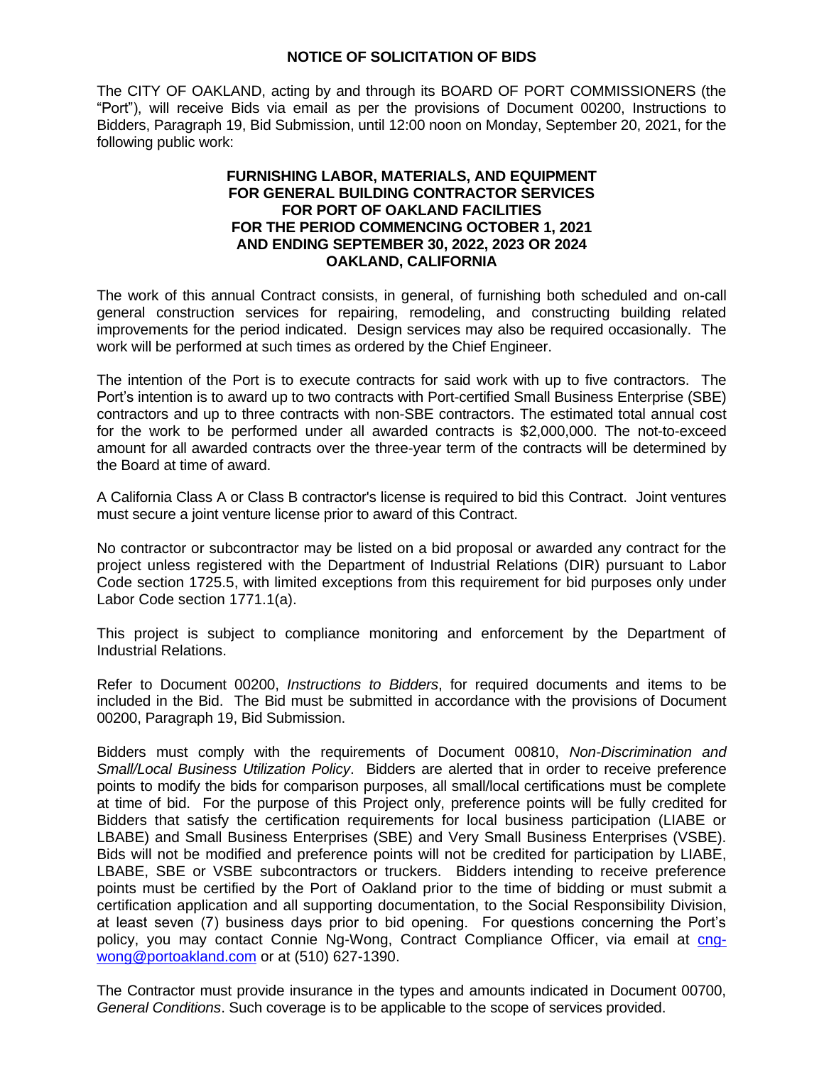# NOTICE OF SOLICITATION OF BIDS

The CITY OF OAKLAND, acting by and through its BOARD OF PORT COMMISSIONERS (the "Port"), will receive Bids via email as per the provisions of Document 00200, Instructions to Bidders, Paragraph 19, Bid Submission, until 12:00 noon on Monday, September 20, 2021, for the following public work:

**FURNISHING LABOR, MATERIALS, AND EQUIPMENT**
**FOR GENERAL BUILDING CONTRACTOR SERVICES**
**FOR PORT OF OAKLAND FACILITIES**
**FOR THE PERIOD COMMENCING OCTOBER 1, 2021**
**AND ENDING SEPTEMBER 30, 2022, 2023 OR 2024**
**OAKLAND, CALIFORNIA**

The work of this annual Contract consists, in general, of furnishing both scheduled and on-call general construction services for repairing, remodeling, and constructing building related improvements for the period indicated. Design services may also be required occasionally. The work will be performed at such times as ordered by the Chief Engineer.

The intention of the Port is to execute contracts for said work with up to five contractors. The Port's intention is to award up to two contracts with Port-certified Small Business Enterprise (SBE) contractors and up to three contracts with non-SBE contractors. The estimated total annual cost for the work to be performed under all awarded contracts is $2,000,000. The not-to-exceed amount for all awarded contracts over the three-year term of the contracts will be determined by the Board at time of award.

A California Class A or Class B contractor's license is required to bid this Contract. Joint ventures must secure a joint venture license prior to award of this Contract.

No contractor or subcontractor may be listed on a bid proposal or awarded any contract for the project unless registered with the Department of Industrial Relations (DIR) pursuant to Labor Code section 1725.5, with limited exceptions from this requirement for bid purposes only under Labor Code section 1771.1(a).

This project is subject to compliance monitoring and enforcement by the Department of Industrial Relations.

Refer to Document 00200, *Instructions to Bidders*, for required documents and items to be included in the Bid. The Bid must be submitted in accordance with the provisions of Document 00200, Paragraph 19, Bid Submission.

Bidders must comply with the requirements of Document 00810, *Non-Discrimination and Small/Local Business Utilization Policy*. Bidders are alerted that in order to receive preference points to modify the bids for comparison purposes, all small/local certifications must be complete at time of bid. For the purpose of this Project only, preference points will be fully credited for Bidders that satisfy the certification requirements for local business participation (LIABE or LBABE) and Small Business Enterprises (SBE) and Very Small Business Enterprises (VSBE). Bids will not be modified and preference points will not be credited for participation by LIABE, LBABE, SBE or VSBE subcontractors or truckers. Bidders intending to receive preference points must be certified by the Port of Oakland prior to the time of bidding or must submit a certification application and all supporting documentation, to the Social Responsibility Division, at least seven (7) business days prior to bid opening. For questions concerning the Port's policy, you may contact Connie Ng-Wong, Contract Compliance Officer, via email at cng-wong@portoakland.com or at (510) 627-1390.

The Contractor must provide insurance in the types and amounts indicated in Document 00700, *General Conditions*. Such coverage is to be applicable to the scope of services provided.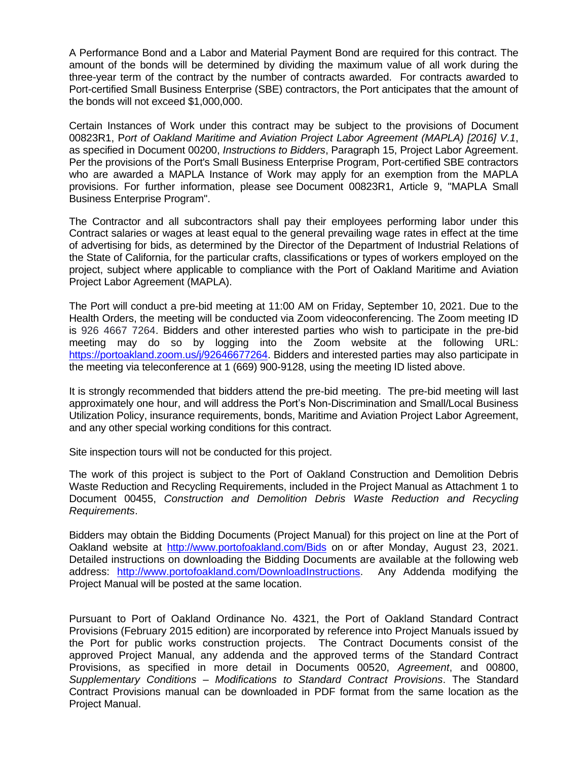A Performance Bond and a Labor and Material Payment Bond are required for this contract. The amount of the bonds will be determined by dividing the maximum value of all work during the three-year term of the contract by the number of contracts awarded. For contracts awarded to Port-certified Small Business Enterprise (SBE) contractors, the Port anticipates that the amount of the bonds will not exceed $1,000,000.

Certain Instances of Work under this contract may be subject to the provisions of Document 00823R1, P*ort of Oakland Maritime and Aviation Project Labor Agreement (MAPLA) [2016] V.1*, as specified in Document 00200, *Instructions to Bidders*, Paragraph 15, Project Labor Agreement. Per the provisions of the Port's Small Business Enterprise Program, Port-certified SBE contractors who are awarded a MAPLA Instance of Work may apply for an exemption from the MAPLA provisions. For further information, please see Document 00823R1, Article 9, "MAPLA Small Business Enterprise Program".

The Contractor and all subcontractors shall pay their employees performing labor under this Contract salaries or wages at least equal to the general prevailing wage rates in effect at the time of advertising for bids, as determined by the Director of the Department of Industrial Relations of the State of California, for the particular crafts, classifications or types of workers employed on the project, subject where applicable to compliance with the Port of Oakland Maritime and Aviation Project Labor Agreement (MAPLA).

The Port will conduct a pre-bid meeting at 11:00 AM on Friday, September 10, 2021. Due to the Health Orders, the meeting will be conducted via Zoom videoconferencing. The Zoom meeting ID is 926 4667 7264. Bidders and other interested parties who wish to participate in the pre-bid meeting may do so by logging into the Zoom website at the following URL: [https://portoakland.zoom.us/j/92646677264](https://portoakland.zoom.us/j/92646677264). Bidders and interested parties may also participate in the meeting via teleconference at 1 (669) 900-9128, using the meeting ID listed above.

It is strongly recommended that bidders attend the pre-bid meeting. The pre-bid meeting will last approximately one hour, and will address the Port's Non-Discrimination and Small/Local Business Utilization Policy, insurance requirements, bonds, Maritime and Aviation Project Labor Agreement, and any other special working conditions for this contract.

Site inspection tours will not be conducted for this project.

The work of this project is subject to the Port of Oakland Construction and Demolition Debris Waste Reduction and Recycling Requirements, included in the Project Manual as Attachment 1 to Document 00455, *Construction and Demolition Debris Waste Reduction and Recycling Requirements*.

Bidders may obtain the Bidding Documents (Project Manual) for this project on line at the Port of Oakland website at [http://www.portofoakland.com/Bids](http://www.portofoakland.com/Bids) on or after Monday, August 23, 2021. Detailed instructions on downloading the Bidding Documents are available at the following web address: [http://www.portofoakland.com/DownloadInstructions](http://www.portofoakland.com/DownloadInstructions). Any Addenda modifying the Project Manual will be posted at the same location.

Pursuant to Port of Oakland Ordinance No. 4321, the Port of Oakland Standard Contract Provisions (February 2015 edition) are incorporated by reference into Project Manuals issued by the Port for public works construction projects. The Contract Documents consist of the approved Project Manual, any addenda and the approved terms of the Standard Contract Provisions, as specified in more detail in Documents 00520, *Agreement*, and 00800, *Supplementary Conditions – Modifications to Standard Contract Provisions*. The Standard Contract Provisions manual can be downloaded in PDF format from the same location as the Project Manual.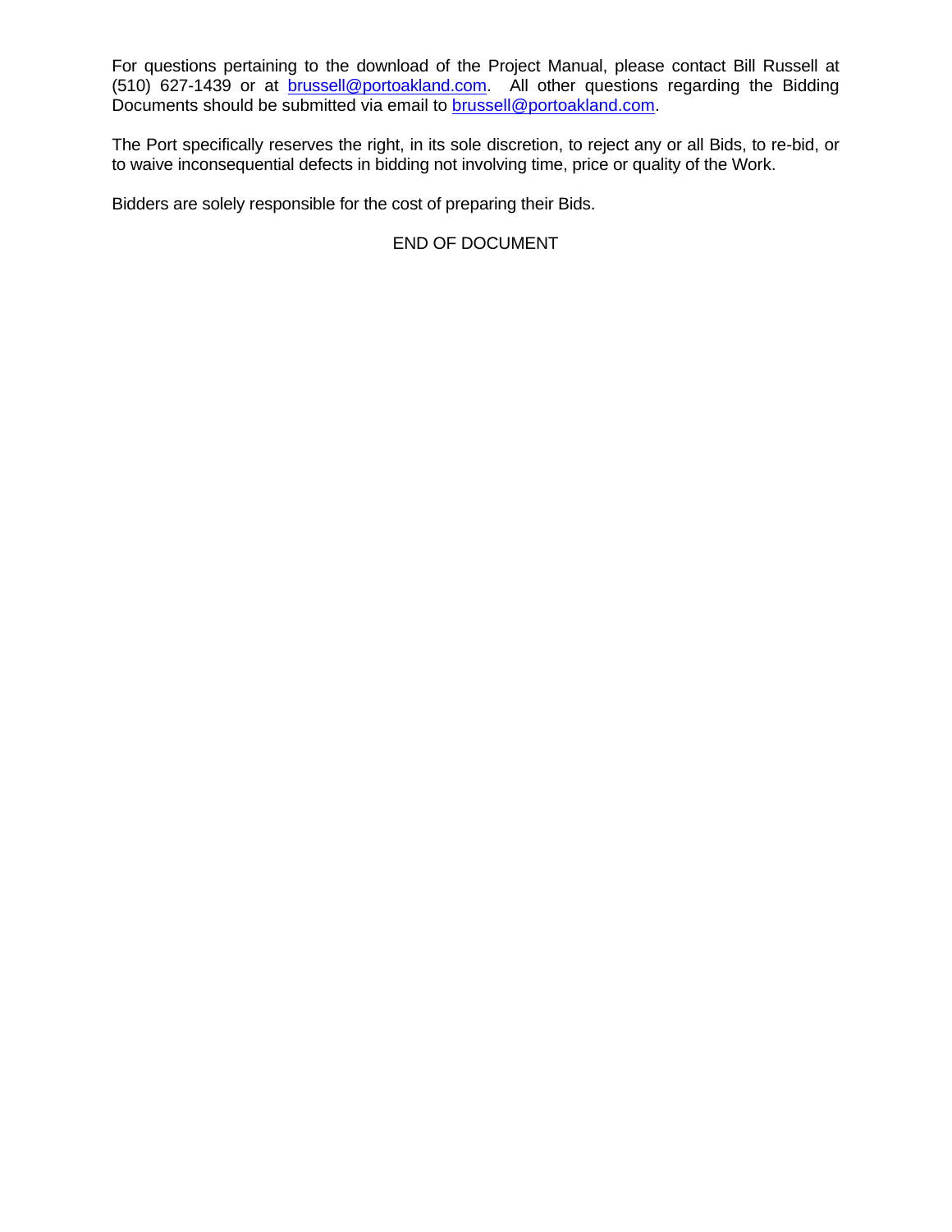For questions pertaining to the download of the Project Manual, please contact Bill Russell at (510) 627-1439 or at brussell@portoakland.com. All other questions regarding the Bidding Documents should be submitted via email to brussell@portoakland.com.

The Port specifically reserves the right, in its sole discretion, to reject any or all Bids, to re-bid, or to waive inconsequential defects in bidding not involving time, price or quality of the Work.

Bidders are solely responsible for the cost of preparing their Bids.

END OF DOCUMENT